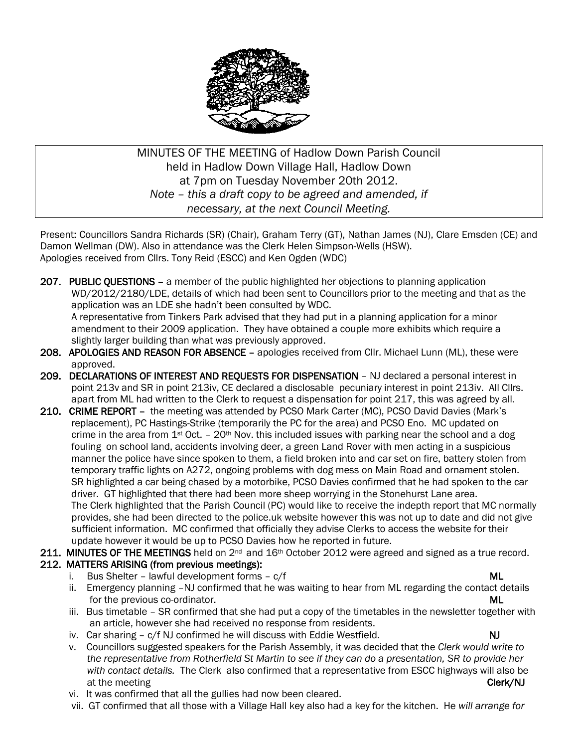MINUTES OF THE MEETING of Hadlow Down Parish Council held in Hadlow Down Village Hall, Hadlow Down at 7pm on Tuesday November 20th 2012.
*Note – this a draft copy to be agreed and amended, if necessary, at the next Council Meeting.*

Present: Councillors Sandra Richards (SR) (Chair), Graham Terry (GT), Nathan James (NJ), Clare Emsden (CE) and Damon Wellman (DW). Also in attendance was the Clerk Helen Simpson-Wells (HSW).
Apologies received from Cllrs. Tony Reid (ESCC) and Ken Ogden (WDC)

**207. PUBLIC QUESTIONS –** a member of the public highlighted her objections to planning application WD/2012/2180/LDE, details of which had been sent to Councillors prior to the meeting and that as the application was an LDE she hadn't been consulted by WDC.
A representative from Tinkers Park advised that they had put in a planning application for a minor amendment to their 2009 application. They have obtained a couple more exhibits which require a slightly larger building than what was previously approved.

**208. APOLOGIES AND REASON FOR ABSENCE –** apologies received from Cllr. Michael Lunn (ML), these were approved.

**209. DECLARATIONS OF INTEREST AND REQUESTS FOR DISPENSATION** – NJ declared a personal interest in point 213v and SR in point 213iv, CE declared a disclosable pecuniary interest in point 213iv. All Cllrs. apart from ML had written to the Clerk to request a dispensation for point 217, this was agreed by all.

**210. CRIME REPORT –** the meeting was attended by PCSO Mark Carter (MC), PCSO David Davies (Mark's replacement), PC Hastings-Strike (temporarily the PC for the area) and PCSO Eno. MC updated on crime in the area from 1st Oct. – 20th Nov. this included issues with parking near the school and a dog fouling on school land, accidents involving deer, a green Land Rover with men acting in a suspicious manner the police have since spoken to them, a field broken into and car set on fire, battery stolen from temporary traffic lights on A272, ongoing problems with dog mess on Main Road and ornament stolen. SR highlighted a car being chased by a motorbike, PCSO Davies confirmed that he had spoken to the car driver. GT highlighted that there had been more sheep worrying in the Stonehurst Lane area.
The Clerk highlighted that the Parish Council (PC) would like to receive the indepth report that MC normally provides, she had been directed to the police.uk website however this was not up to date and did not give sufficient information. MC confirmed that officially they advise Clerks to access the website for their update however it would be up to PCSO Davies how he reported in future.

**211. MINUTES OF THE MEETINGS** held on 2nd and 16th October 2012 were agreed and signed as a true record.

**212. MATTERS ARISING (from previous meetings):**

i. Bus Shelter – lawful development forms – c/f **ML**

ii. Emergency planning –NJ confirmed that he was waiting to hear from ML regarding the contact details for the previous co-ordinator. **ML**

iii. Bus timetable – SR confirmed that she had put a copy of the timetables in the newsletter together with an article, however she had received no response from residents.

iv. Car sharing – c/f NJ confirmed he will discuss with Eddie Westfield. **NJ**

v. Councillors suggested speakers for the Parish Assembly, it was decided that the *Clerk would write to the representative from Rotherfield St Martin to see if they can do a presentation, SR to provide her with contact details.* The Clerk also confirmed that a representative from ESCC highways will also be at the meeting **Clerk/NJ**

vi. It was confirmed that all the gullies had now been cleared.

vii. GT confirmed that all those with a Village Hall key also had a key for the kitchen. He *will arrange for*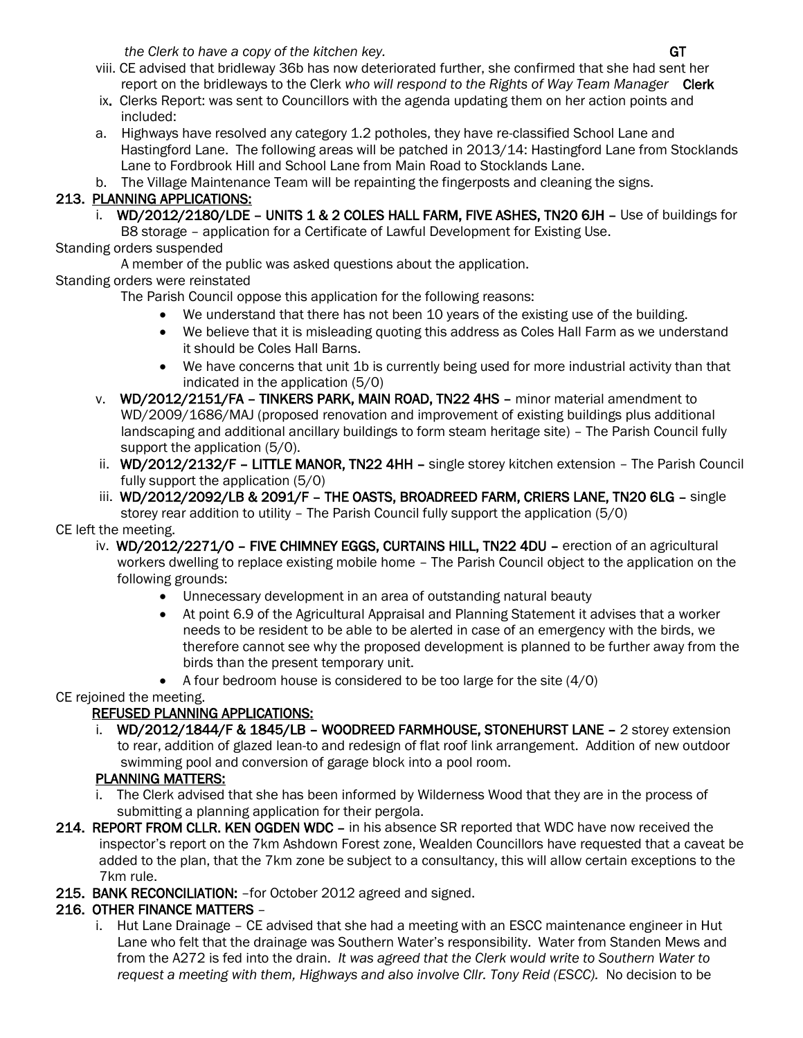*the Clerk to have a copy of the kitchen key.* **GT**

viii. CE advised that bridleway 36b has now deteriorated further, she confirmed that she had sent her report on the bridleways to the Clerk *who will respond to the Rights of Way Team Manager* **Clerk**

ix. Clerks Report: was sent to Councillors with the agenda updating them on her action points and included:

a. Highways have resolved any category 1.2 potholes, they have re-classified School Lane and Hastingford Lane. The following areas will be patched in 2013/14: Hastingford Lane from Stocklands Lane to Fordbrook Hill and School Lane from Main Road to Stocklands Lane.

b. The Village Maintenance Team will be repainting the fingerposts and cleaning the signs.

**213. PLANNING APPLICATIONS:**

i. **WD/2012/2180/LDE – UNITS 1 & 2 COLES HALL FARM, FIVE ASHES, TN20 6JH –** Use of buildings for B8 storage – application for a Certificate of Lawful Development for Existing Use.

Standing orders suspended

A member of the public was asked questions about the application.

Standing orders were reinstated

The Parish Council oppose this application for the following reasons:

- We understand that there has not been 10 years of the existing use of the building.
- We believe that it is misleading quoting this address as Coles Hall Farm as we understand it should be Coles Hall Barns.
- We have concerns that unit 1b is currently being used for more industrial activity than that indicated in the application (5/0)

v. **WD/2012/2151/FA – TINKERS PARK, MAIN ROAD, TN22 4HS –** minor material amendment to WD/2009/1686/MAJ (proposed renovation and improvement of existing buildings plus additional landscaping and additional ancillary buildings to form steam heritage site) – The Parish Council fully support the application (5/0).

ii. **WD/2012/2132/F – LITTLE MANOR, TN22 4HH –** single storey kitchen extension – The Parish Council fully support the application (5/0)

iii. **WD/2012/2092/LB & 2091/F – THE OASTS, BROADREED FARM, CRIERS LANE, TN20 6LG –** single storey rear addition to utility – The Parish Council fully support the application (5/0)

CE left the meeting.

iv. **WD/2012/2271/O – FIVE CHIMNEY EGGS, CURTAINS HILL, TN22 4DU –** erection of an agricultural workers dwelling to replace existing mobile home – The Parish Council object to the application on the following grounds:

- Unnecessary development in an area of outstanding natural beauty
- At point 6.9 of the Agricultural Appraisal and Planning Statement it advises that a worker needs to be resident to be able to be alerted in case of an emergency with the birds, we therefore cannot see why the proposed development is planned to be further away from the birds than the present temporary unit.
- A four bedroom house is considered to be too large for the site (4/0)

CE rejoined the meeting.

**REFUSED PLANNING APPLICATIONS:**

i. **WD/2012/1844/F & 1845/LB – WOODREED FARMHOUSE, STONEHURST LANE –** 2 storey extension to rear, addition of glazed lean-to and redesign of flat roof link arrangement. Addition of new outdoor swimming pool and conversion of garage block into a pool room.

**PLANNING MATTERS:**

i. The Clerk advised that she has been informed by Wilderness Wood that they are in the process of submitting a planning application for their pergola.

**214. REPORT FROM CLLR. KEN OGDEN WDC –** in his absence SR reported that WDC have now received the inspector's report on the 7km Ashdown Forest zone, Wealden Councillors have requested that a caveat be added to the plan, that the 7km zone be subject to a consultancy, this will allow certain exceptions to the 7km rule.

**215. BANK RECONCILIATION:** –for October 2012 agreed and signed.

**216. OTHER FINANCE MATTERS –**

i. Hut Lane Drainage – CE advised that she had a meeting with an ESCC maintenance engineer in Hut Lane who felt that the drainage was Southern Water's responsibility. Water from Standen Mews and from the A272 is fed into the drain. *It was agreed that the Clerk would write to Southern Water to request a meeting with them, Highways and also involve Cllr. Tony Reid (ESCC).* No decision to be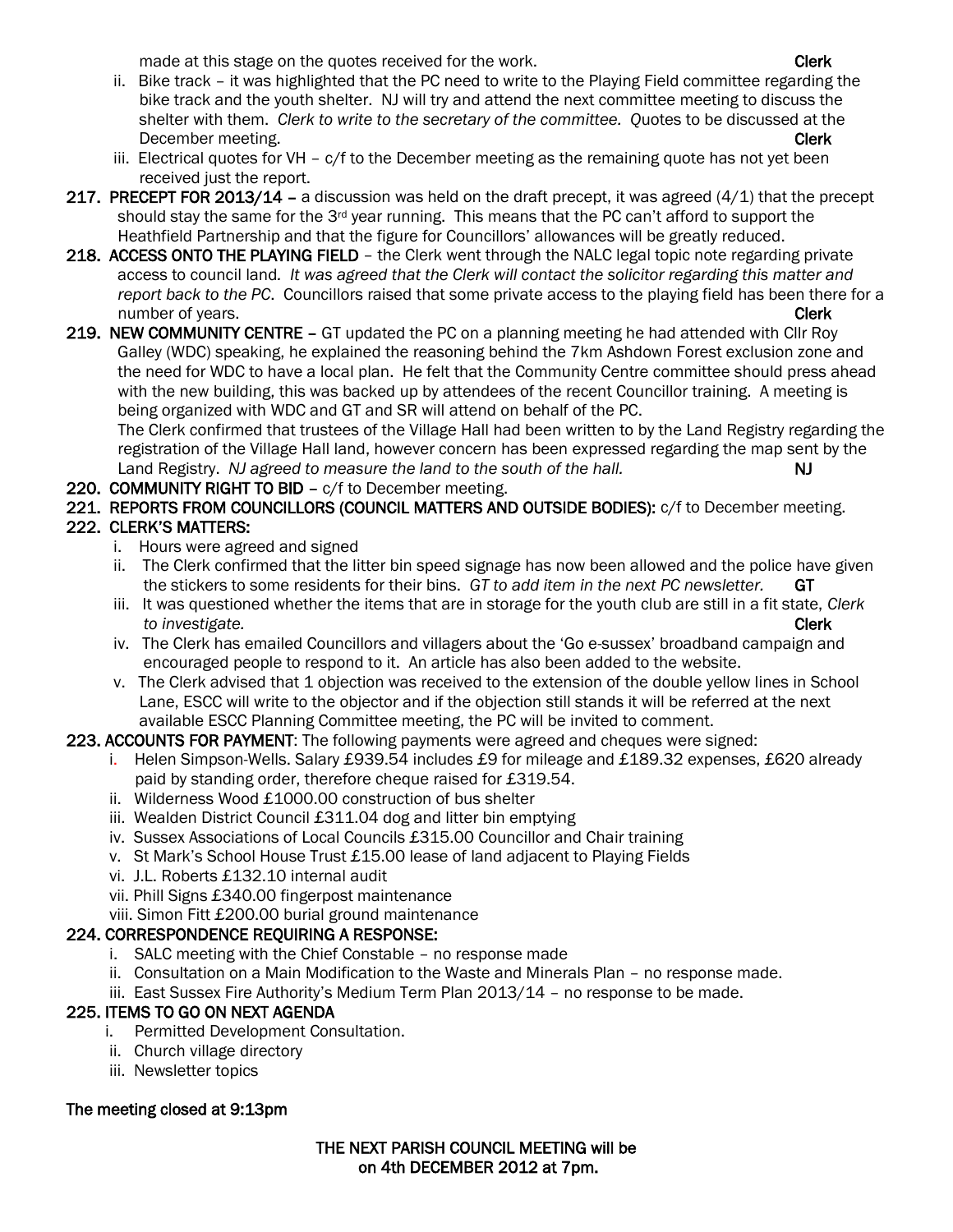made at this stage on the quotes received for the work. **Clerk**

ii. Bike track – it was highlighted that the PC need to write to the Playing Field committee regarding the bike track and the youth shelter. NJ will try and attend the next committee meeting to discuss the shelter with them. *Clerk to write to the secretary of the committee.* Quotes to be discussed at the December meeting. **Clerk**

iii. Electrical quotes for VH – c/f to the December meeting as the remaining quote has not yet been received just the report.

**217. PRECEPT FOR 2013/14 –** a discussion was held on the draft precept, it was agreed (4/1) that the precept should stay the same for the 3rd year running. This means that the PC can't afford to support the Heathfield Partnership and that the figure for Councillors' allowances will be greatly reduced.

**218. ACCESS ONTO THE PLAYING FIELD** – the Clerk went through the NALC legal topic note regarding private access to council land. *It was agreed that the Clerk will contact the solicitor regarding this matter and report back to the PC*. Councillors raised that some private access to the playing field has been there for a number of years. **Clerk**

**219. NEW COMMUNITY CENTRE –** GT updated the PC on a planning meeting he had attended with Cllr Roy Galley (WDC) speaking, he explained the reasoning behind the 7km Ashdown Forest exclusion zone and the need for WDC to have a local plan. He felt that the Community Centre committee should press ahead with the new building, this was backed up by attendees of the recent Councillor training. A meeting is being organized with WDC and GT and SR will attend on behalf of the PC.

The Clerk confirmed that trustees of the Village Hall had been written to by the Land Registry regarding the registration of the Village Hall land, however concern has been expressed regarding the map sent by the Land Registry. *NJ agreed to measure the land to the south of the hall.* **NJ**

**220. COMMUNITY RIGHT TO BID** – c/f to December meeting.

**221. REPORTS FROM COUNCILLORS (COUNCIL MATTERS AND OUTSIDE BODIES):** c/f to December meeting.

**222. CLERK'S MATTERS:**

i. Hours were agreed and signed
ii. The Clerk confirmed that the litter bin speed signage has now been allowed and the police have given the stickers to some residents for their bins. *GT to add item in the next PC newsletter.* **GT**
iii. It was questioned whether the items that are in storage for the youth club are still in a fit state, *Clerk to investigate.* **Clerk**
iv. The Clerk has emailed Councillors and villagers about the 'Go e-sussex' broadband campaign and encouraged people to respond to it. An article has also been added to the website.
v. The Clerk advised that 1 objection was received to the extension of the double yellow lines in School Lane, ESCC will write to the objector and if the objection still stands it will be referred at the next available ESCC Planning Committee meeting, the PC will be invited to comment.

**223. ACCOUNTS FOR PAYMENT**: The following payments were agreed and cheques were signed:

i. Helen Simpson-Wells. Salary £939.54 includes £9 for mileage and £189.32 expenses, £620 already paid by standing order, therefore cheque raised for £319.54.
ii. Wilderness Wood £1000.00 construction of bus shelter
iii. Wealden District Council £311.04 dog and litter bin emptying
iv. Sussex Associations of Local Councils £315.00 Councillor and Chair training
v. St Mark's School House Trust £15.00 lease of land adjacent to Playing Fields
vi. J.L. Roberts £132.10 internal audit
vii. Phill Signs £340.00 fingerpost maintenance
viii. Simon Fitt £200.00 burial ground maintenance

**224. CORRESPONDENCE REQUIRING A RESPONSE:**

i. SALC meeting with the Chief Constable – no response made
ii. Consultation on a Main Modification to the Waste and Minerals Plan – no response made.
iii. East Sussex Fire Authority's Medium Term Plan 2013/14 – no response to be made.

**225. ITEMS TO GO ON NEXT AGENDA**

i. Permitted Development Consultation.
ii. Church village directory
iii. Newsletter topics

**The meeting closed at 9:13pm**

**THE NEXT PARISH COUNCIL MEETING will be on 4th DECEMBER 2012 at 7pm.**